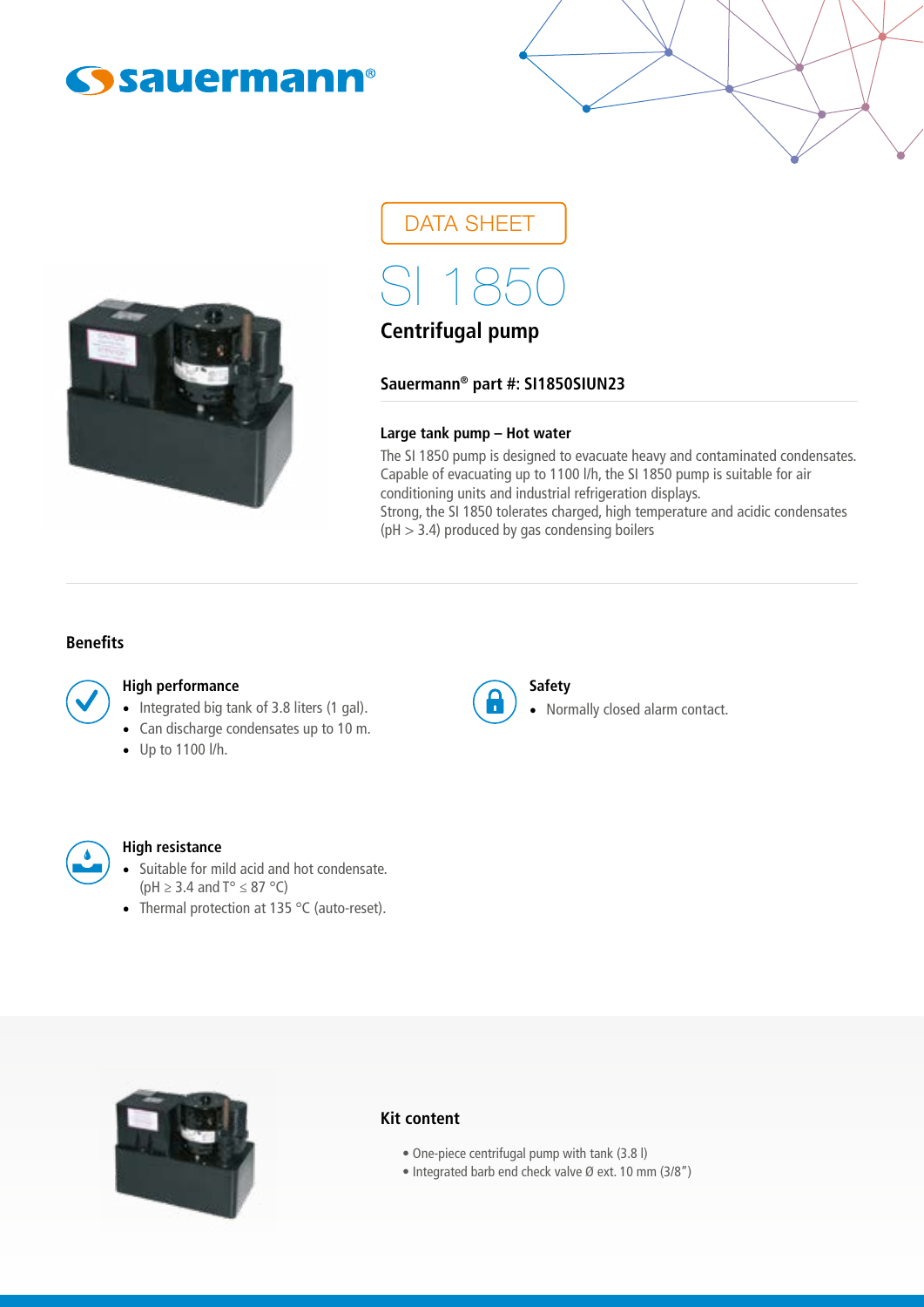DATA SHEET

# SI 1850

## Centrifugal pump

**Sauermann® part #: SI1850SIUN23**

**Large tank pump – Hot water**

The SI 1850 pump is designed to evacuate heavy and contaminated condensates. Capable of evacuating up to 1100 l/h, the SI 1850 pump is suitable for air conditioning units and industrial refrigeration displays.
Strong, the SI 1850 tolerates charged, high temperature and acidic condensates (pH > 3.4) produced by gas condensing boilers

## Benefits

### High performance

- Integrated big tank of 3.8 liters (1 gal).
- Can discharge condensates up to 10 m.
- Up to 1100 l/h.

### Safety

- Normally closed alarm contact.

### High resistance

- Suitable for mild acid and hot condensate. (pH ≥ 3.4 and T° ≤ 87 °C)
- Thermal protection at 135 °C (auto-reset).

## Kit content

- One-piece centrifugal pump with tank (3.8 l)
- Integrated barb end check valve Ø ext. 10 mm (3/8")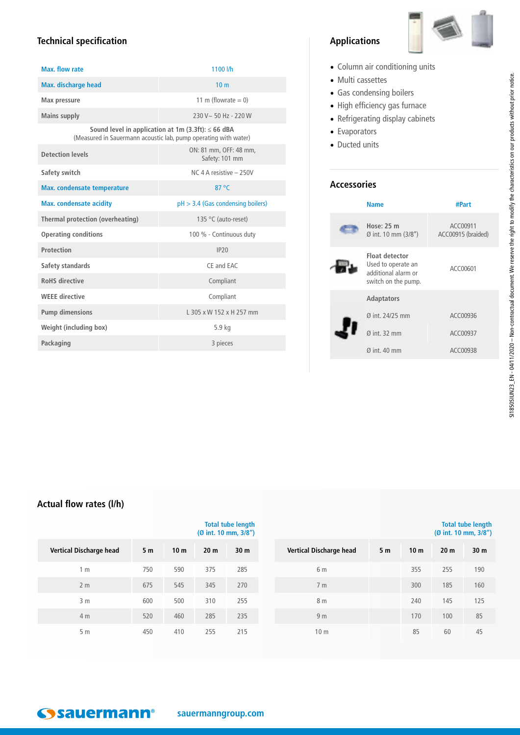## Technical specification

| | |
|---|---|
| Max. flow rate | 1100 l/h |
| Max. discharge head | 10 m |
| Max pressure | 11 m (flowrate = 0) |
| Mains supply | 230 V~ 50 Hz - 220 W |
| Sound level in application at 1m (3.3ft): ≤ 66 dBA (Measured in Sauermann acoustic lab, pump operating with water) | |
| Detection levels | ON: 81 mm, OFF: 48 mm, Safety: 101 mm |
| Safety switch | NC 4 A resistive – 250V |
| Max. condensate temperature | 87 °C |
| Max. condensate acidity | pH > 3.4 (Gas condensing boilers) |
| Thermal protection (overheating) | 135 °C (auto-reset) |
| Operating conditions | 100 % - Continuous duty |
| Protection | IP20 |
| Safety standards | CE and EAC |
| RoHS directive | Compliant |
| WEEE directive | Compliant |
| Pump dimensions | L 305 x W 152 x H 257 mm |
| Weight (including box) | 5.9 kg |
| Packaging | 3 pieces |

## Applications

- Column air conditioning units
- Multi cassettes
- Gas condensing boilers
- High efficiency gas furnace
- Refrigerating display cabinets
- Evaporators
- Ducted units

## Accessories

| Name | #Part |
|---|---|
| **Hose: 25 m** Ø int. 10 mm (3/8") | ACC00911 ACC00915 (braided) |
| **Float detector** Used to operate an additional alarm or switch on the pump. | ACC00601 |
| **Adaptators** | |
| Ø int. 24/25 mm | ACC00936 |
| Ø int. 32 mm | ACC00937 |
| Ø int. 40 mm | ACC00938 |

SI1850SIUN23_EN - 04/11/2020 – Non-contractual document. We reserve the right to modify the characteristics on our products without prior notice.

## Actual flow rates (l/h)

| Vertical Discharge head | Total tube length (Ø int. 10 mm, 3/8") 5 m | 10 m | 20 m | 30 m |
|---|---|---|---|---|
| 1 m | 750 | 590 | 375 | 285 |
| 2 m | 675 | 545 | 345 | 270 |
| 3 m | 600 | 500 | 310 | 255 |
| 4 m | 520 | 460 | 285 | 235 |
| 5 m | 450 | 410 | 255 | 215 |

| Vertical Discharge head | Total tube length (Ø int. 10 mm, 3/8") 5 m | 10 m | 20 m | 30 m |
|---|---|---|---|---|
| 6 m | | 355 | 255 | 190 |
| 7 m | | 300 | 185 | 160 |
| 8 m | | 240 | 145 | 125 |
| 9 m | | 170 | 100 | 85 |
| 10 m | | 85 | 60 | 45 |

sauermann®

sauermanngroup.com